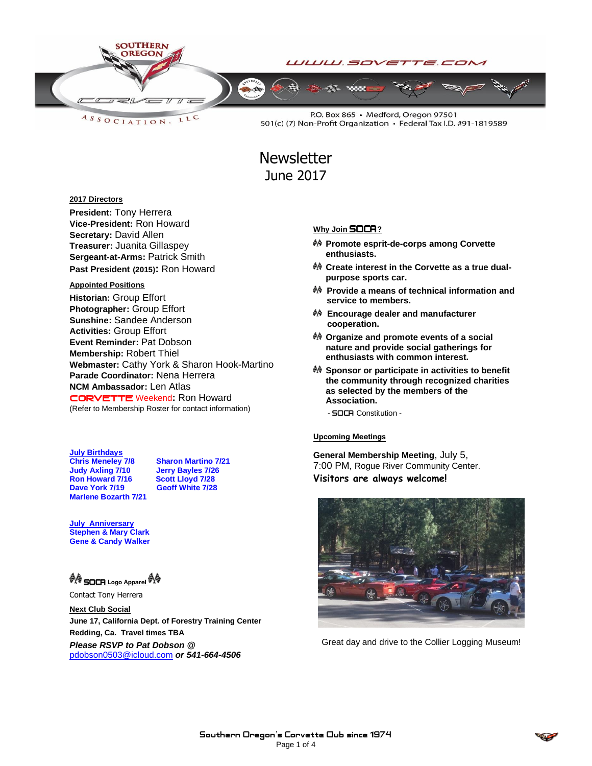WWW.SOVETTE.COM

P.O. Box 865 • Medford, Oregon 97501
501(c) (7) Non-Profit Organization • Federal Tax I.D. #91-1819589

# Newsletter
## June 2017

**2017 Directors**

**President:** Tony Herrera
**Vice-President:** Ron Howard
**Secretary:** David Allen
**Treasurer:** Juanita Gillaspey
**Sergeant-at-Arms:** Patrick Smith
**Past President (2015):** Ron Howard

**Appointed Positions**

**Historian:** Group Effort
**Photographer:** Group Effort
**Sunshine:** Sandee Anderson
**Activities:** Group Effort
**Event Reminder:** Pat Dobson
**Membership:** Robert Thiel
**Webmaster:** Cathy York & Sharon Hook-Martino
**Parade Coordinator:** Nena Herrera
**NCM Ambassador:** Len Atlas
CORVETTE Weekend**:** Ron Howard
(Refer to Membership Roster for contact information)

**July Birthdays**

**Chris Meneley 7/8**
**Judy Axling 7/10**
**Ron Howard 7/16**
**Dave York 7/19**
**Marlene Bozarth 7/21**
**Sharon Martino 7/21**
**Jerry Bayles 7/26**
**Scott Lloyd 7/28**
**Geoff White 7/28**

**July Anniversary**

**Stephen & Mary Clark**
**Gene & Candy Walker**

**SOCA Logo Apparel**

Contact Tony Herrera

**Next Club Social**

**June 17, California Dept. of Forestry Training Center**
**Redding, Ca. Travel times TBA**
***Please RSVP to Pat Dobson @***
pdobson0503@icloud.com ***or 541-664-4506***

**Why Join SOCA?**

- **Promote esprit-de-corps among Corvette enthusiasts.**
- **Create interest in the Corvette as a true dual-purpose sports car.**
- **Provide a means of technical information and service to members.**
- **Encourage dealer and manufacturer cooperation.**
- **Organize and promote events of a social nature and provide social gatherings for enthusiasts with common interest.**
- **Sponsor or participate in activities to benefit the community through recognized charities as selected by the members of the Association.**

- SOCA Constitution -

**Upcoming Meetings**

**General Membership Meeting**, July 5,
7:00 PM, Rogue River Community Center.
**Visitors are always welcome!**

Great day and drive to the Collier Logging Museum!

Southern Oregon's Corvette Club since 1974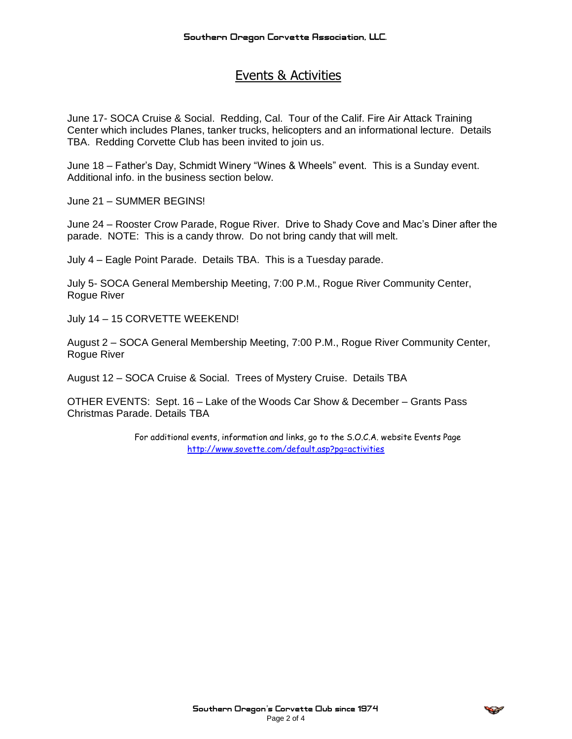# Events & Activities

June 17- SOCA Cruise & Social. Redding, Cal. Tour of the Calif. Fire Air Attack Training Center which includes Planes, tanker trucks, helicopters and an informational lecture. Details TBA. Redding Corvette Club has been invited to join us.

June 18 – Father's Day, Schmidt Winery "Wines & Wheels" event. This is a Sunday event. Additional info. in the business section below.

June 21 – SUMMER BEGINS!

June 24 – Rooster Crow Parade, Rogue River. Drive to Shady Cove and Mac's Diner after the parade. NOTE: This is a candy throw. Do not bring candy that will melt.

July 4 – Eagle Point Parade. Details TBA. This is a Tuesday parade.

July 5- SOCA General Membership Meeting, 7:00 P.M., Rogue River Community Center, Rogue River

July 14 – 15 CORVETTE WEEKEND!

August 2 – SOCA General Membership Meeting, 7:00 P.M., Rogue River Community Center, Rogue River

August 12 – SOCA Cruise & Social. Trees of Mystery Cruise. Details TBA

OTHER EVENTS: Sept. 16 – Lake of the Woods Car Show & December – Grants Pass Christmas Parade. Details TBA

For additional events, information and links, go to the S.O.C.A. website Events Page
http://www.sovette.com/default.asp?pg=activities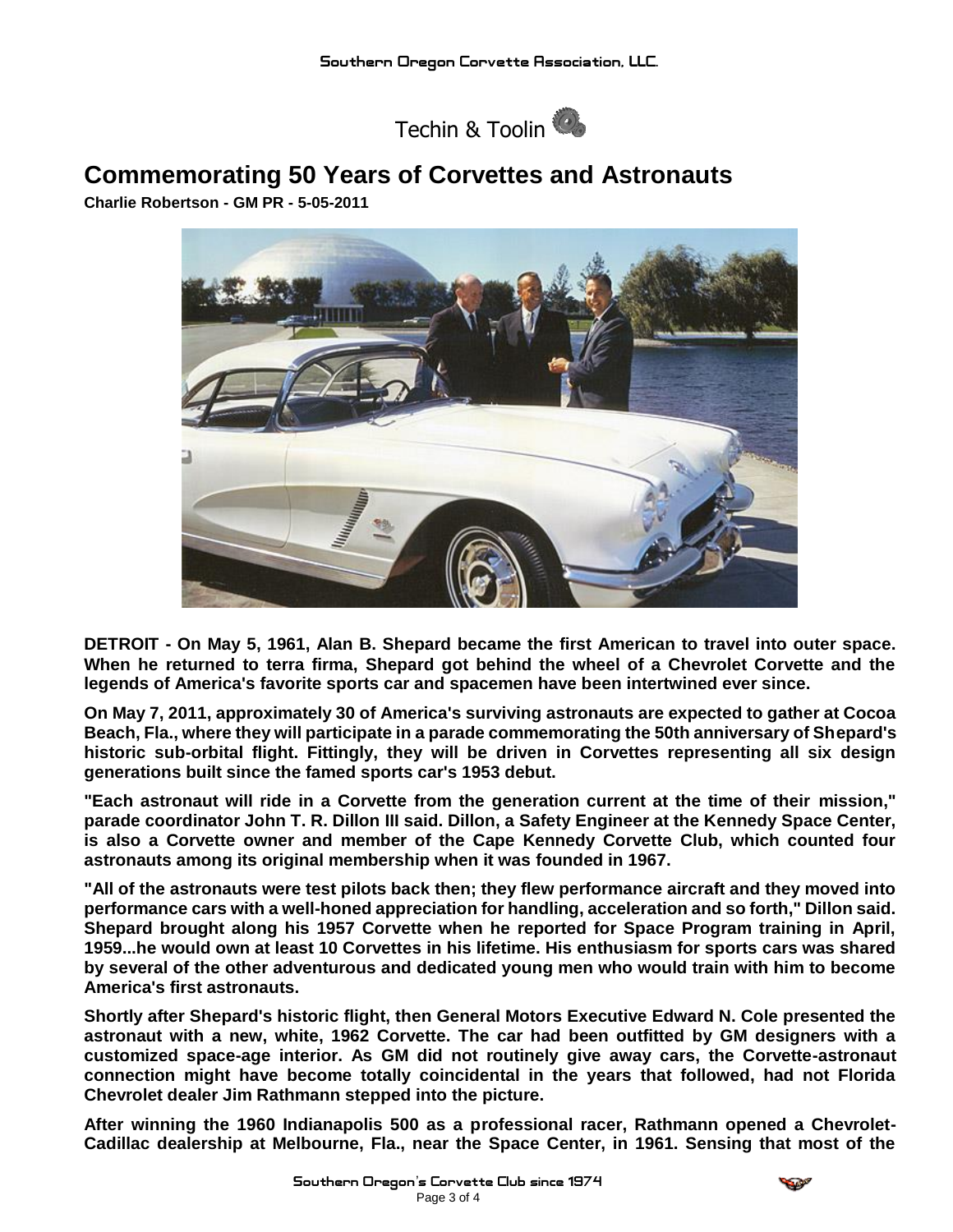Techin & Toolin

# Commemorating 50 Years of Corvettes and Astronauts

**Charlie Robertson - GM PR - 5-05-2011**

**DETROIT - On May 5, 1961, Alan B. Shepard became the first American to travel into outer space. When he returned to terra firma, Shepard got behind the wheel of a Chevrolet Corvette and the legends of America's favorite sports car and spacemen have been intertwined ever since.**

**On May 7, 2011, approximately 30 of America's surviving astronauts are expected to gather at Cocoa Beach, Fla., where they will participate in a parade commemorating the 50th anniversary of Shepard's historic sub-orbital flight. Fittingly, they will be driven in Corvettes representing all six design generations built since the famed sports car's 1953 debut.**

**"Each astronaut will ride in a Corvette from the generation current at the time of their mission," parade coordinator John T. R. Dillon III said. Dillon, a Safety Engineer at the Kennedy Space Center, is also a Corvette owner and member of the Cape Kennedy Corvette Club, which counted four astronauts among its original membership when it was founded in 1967.**

**"All of the astronauts were test pilots back then; they flew performance aircraft and they moved into performance cars with a well-honed appreciation for handling, acceleration and so forth," Dillon said. Shepard brought along his 1957 Corvette when he reported for Space Program training in April, 1959...he would own at least 10 Corvettes in his lifetime. His enthusiasm for sports cars was shared by several of the other adventurous and dedicated young men who would train with him to become America's first astronauts.**

**Shortly after Shepard's historic flight, then General Motors Executive Edward N. Cole presented the astronaut with a new, white, 1962 Corvette. The car had been outfitted by GM designers with a customized space-age interior. As GM did not routinely give away cars, the Corvette-astronaut connection might have become totally coincidental in the years that followed, had not Florida Chevrolet dealer Jim Rathmann stepped into the picture.**

**After winning the 1960 Indianapolis 500 as a professional racer, Rathmann opened a Chevrolet-Cadillac dealership at Melbourne, Fla., near the Space Center, in 1961. Sensing that most of the**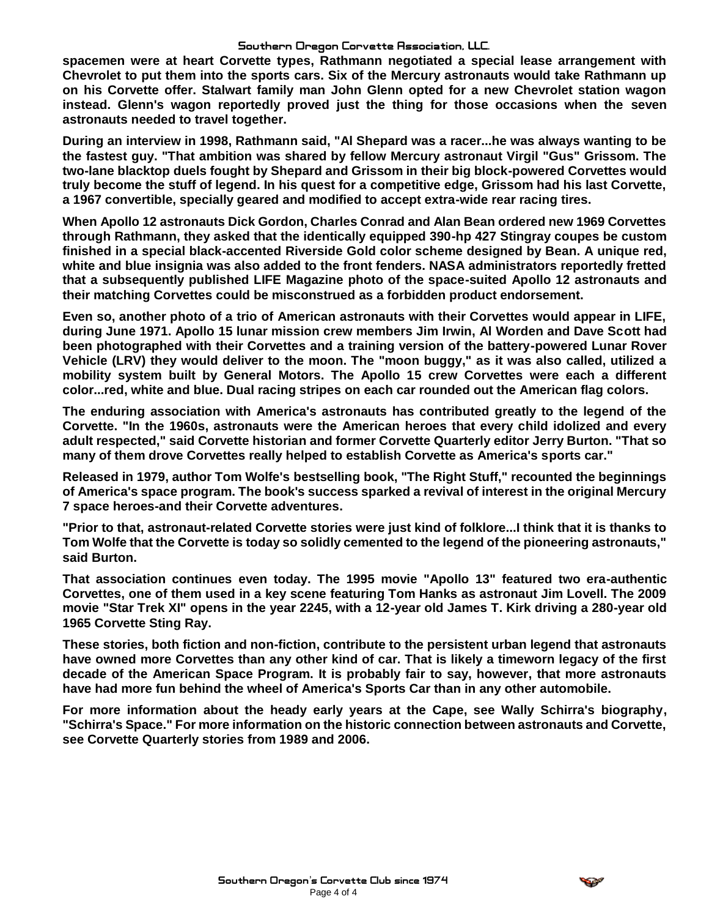**spacemen were at heart Corvette types, Rathmann negotiated a special lease arrangement with Chevrolet to put them into the sports cars. Six of the Mercury astronauts would take Rathmann up on his Corvette offer. Stalwart family man John Glenn opted for a new Chevrolet station wagon instead. Glenn's wagon reportedly proved just the thing for those occasions when the seven astronauts needed to travel together.**

**During an interview in 1998, Rathmann said, "Al Shepard was a racer...he was always wanting to be the fastest guy. "That ambition was shared by fellow Mercury astronaut Virgil "Gus" Grissom. The two-lane blacktop duels fought by Shepard and Grissom in their big block-powered Corvettes would truly become the stuff of legend. In his quest for a competitive edge, Grissom had his last Corvette, a 1967 convertible, specially geared and modified to accept extra-wide rear racing tires.**

**When Apollo 12 astronauts Dick Gordon, Charles Conrad and Alan Bean ordered new 1969 Corvettes through Rathmann, they asked that the identically equipped 390-hp 427 Stingray coupes be custom finished in a special black-accented Riverside Gold color scheme designed by Bean. A unique red, white and blue insignia was also added to the front fenders. NASA administrators reportedly fretted that a subsequently published LIFE Magazine photo of the space-suited Apollo 12 astronauts and their matching Corvettes could be misconstrued as a forbidden product endorsement.**

**Even so, another photo of a trio of American astronauts with their Corvettes would appear in LIFE, during June 1971. Apollo 15 lunar mission crew members Jim Irwin, Al Worden and Dave Scott had been photographed with their Corvettes and a training version of the battery-powered Lunar Rover Vehicle (LRV) they would deliver to the moon. The "moon buggy," as it was also called, utilized a mobility system built by General Motors. The Apollo 15 crew Corvettes were each a different color...red, white and blue. Dual racing stripes on each car rounded out the American flag colors.**

**The enduring association with America's astronauts has contributed greatly to the legend of the Corvette. "In the 1960s, astronauts were the American heroes that every child idolized and every adult respected," said Corvette historian and former Corvette Quarterly editor Jerry Burton. "That so many of them drove Corvettes really helped to establish Corvette as America's sports car."**

**Released in 1979, author Tom Wolfe's bestselling book, "The Right Stuff," recounted the beginnings of America's space program. The book's success sparked a revival of interest in the original Mercury 7 space heroes-and their Corvette adventures.**

**"Prior to that, astronaut-related Corvette stories were just kind of folklore...I think that it is thanks to Tom Wolfe that the Corvette is today so solidly cemented to the legend of the pioneering astronauts," said Burton.**

**That association continues even today. The 1995 movie "Apollo 13" featured two era-authentic Corvettes, one of them used in a key scene featuring Tom Hanks as astronaut Jim Lovell. The 2009 movie "Star Trek XI" opens in the year 2245, with a 12-year old James T. Kirk driving a 280-year old 1965 Corvette Sting Ray.**

**These stories, both fiction and non-fiction, contribute to the persistent urban legend that astronauts have owned more Corvettes than any other kind of car. That is likely a timeworn legacy of the first decade of the American Space Program. It is probably fair to say, however, that more astronauts have had more fun behind the wheel of America's Sports Car than in any other automobile.**

**For more information about the heady early years at the Cape, see Wally Schirra's biography, "Schirra's Space." For more information on the historic connection between astronauts and Corvette, see Corvette Quarterly stories from 1989 and 2006.**